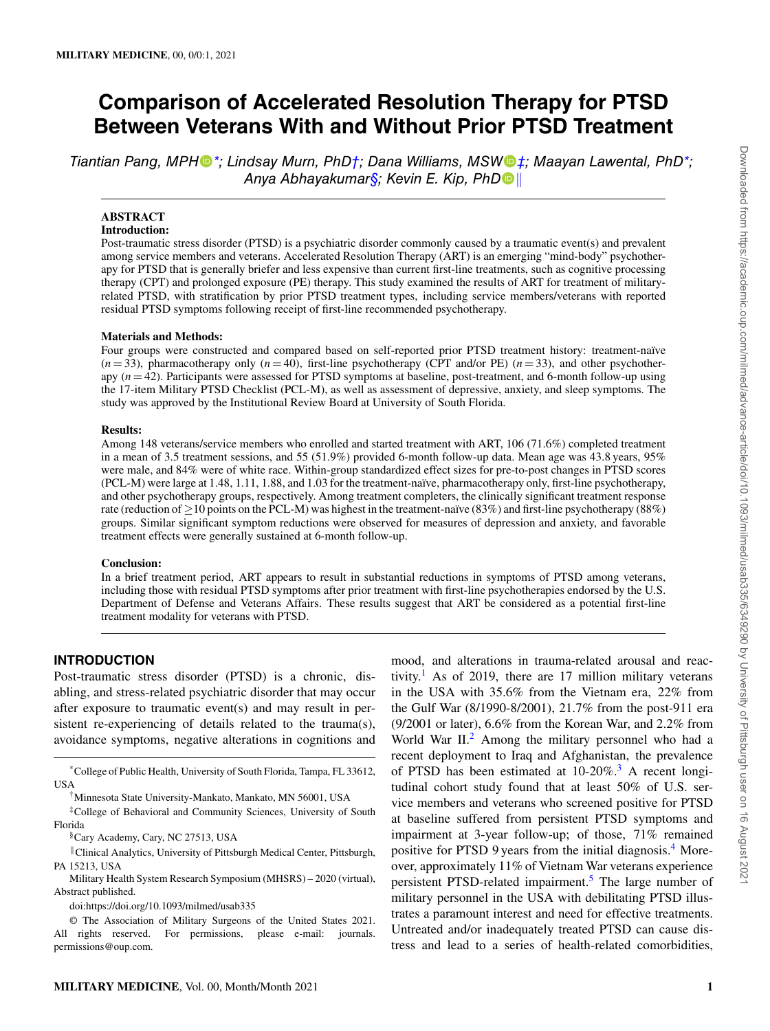# Comparison of Accelerated Resolution Therapy for PTSD Between Veterans With and Without Prior PTSD Treatment

*Tiantian Pang, MPH\*; Lindsay Murn, PhD†; Dana Williams, MSW‡; Maayan Lawental, PhD\*; Anya Abhayakumar§; Kevin E. Kip, PhD‖*

## ABSTRACT

### Introduction:

Post-traumatic stress disorder (PTSD) is a psychiatric disorder commonly caused by a traumatic event(s) and prevalent among service members and veterans. Accelerated Resolution Therapy (ART) is an emerging "mind-body" psychotherapy for PTSD that is generally briefer and less expensive than current first-line treatments, such as cognitive processing therapy (CPT) and prolonged exposure (PE) therapy. This study examined the results of ART for treatment of military-related PTSD, with stratification by prior PTSD treatment types, including service members/veterans with reported residual PTSD symptoms following receipt of first-line recommended psychotherapy.

### Materials and Methods:

Four groups were constructed and compared based on self-reported prior PTSD treatment history: treatment-naïve ($n = 33$), pharmacotherapy only ($n = 40$), first-line psychotherapy (CPT and/or PE) ($n = 33$), and other psychotherapy ($n = 42$). Participants were assessed for PTSD symptoms at baseline, post-treatment, and 6-month follow-up using the 17-item Military PTSD Checklist (PCL-M), as well as assessment of depressive, anxiety, and sleep symptoms. The study was approved by the Institutional Review Board at University of South Florida.

### Results:

Among 148 veterans/service members who enrolled and started treatment with ART, 106 (71.6%) completed treatment in a mean of 3.5 treatment sessions, and 55 (51.9%) provided 6-month follow-up data. Mean age was 43.8 years, 95% were male, and 84% were of white race. Within-group standardized effect sizes for pre-to-post changes in PTSD scores (PCL-M) were large at 1.48, 1.11, 1.88, and 1.03 for the treatment-naïve, pharmacotherapy only, first-line psychotherapy, and other psychotherapy groups, respectively. Among treatment completers, the clinically significant treatment response rate (reduction of $\geq$10 points on the PCL-M) was highest in the treatment-naïve (83%) and first-line psychotherapy (88%) groups. Similar significant symptom reductions were observed for measures of depression and anxiety, and favorable treatment effects were generally sustained at 6-month follow-up.

### Conclusion:

In a brief treatment period, ART appears to result in substantial reductions in symptoms of PTSD among veterans, including those with residual PTSD symptoms after prior treatment with first-line psychotherapies endorsed by the U.S. Department of Defense and Veterans Affairs. These results suggest that ART be considered as a potential first-line treatment modality for veterans with PTSD.

## INTRODUCTION

Post-traumatic stress disorder (PTSD) is a chronic, disabling, and stress-related psychiatric disorder that may occur after exposure to traumatic event(s) and may result in persistent re-experiencing of details related to the trauma(s), avoidance symptoms, negative alterations in cognitions and mood, and alterations in trauma-related arousal and reactivity.[1] As of 2019, there are 17 million military veterans in the USA with 35.6% from the Vietnam era, 22% from the Gulf War (8/1990-8/2001), 21.7% from the post-911 era (9/2001 or later), 6.6% from the Korean War, and 2.2% from World War II.[2] Among the military personnel who had a recent deployment to Iraq and Afghanistan, the prevalence of PTSD has been estimated at 10-20%.[3] A recent longitudinal cohort study found that at least 50% of U.S. service members and veterans who screened positive for PTSD at baseline suffered from persistent PTSD symptoms and impairment at 3-year follow-up; of those, 71% remained positive for PTSD 9 years from the initial diagnosis.[4] Moreover, approximately 11% of Vietnam War veterans experience persistent PTSD-related impairment.[5] The large number of military personnel in the USA with debilitating PTSD illustrates a paramount interest and need for effective treatments. Untreated and/or inadequately treated PTSD can cause distress and lead to a series of health-related comorbidities,

---

\*College of Public Health, University of South Florida, Tampa, FL 33612, USA

†Minnesota State University-Mankato, Mankato, MN 56001, USA

‡College of Behavioral and Community Sciences, University of South Florida

§Cary Academy, Cary, NC 27513, USA

‖Clinical Analytics, University of Pittsburgh Medical Center, Pittsburgh, PA 15213, USA

Military Health System Research Symposium (MHSRS) – 2020 (virtual), Abstract published.

doi:https://doi.org/10.1093/milmed/usab335

© The Association of Military Surgeons of the United States 2021. All rights reserved. For permissions, please e-mail: journals.permissions@oup.com.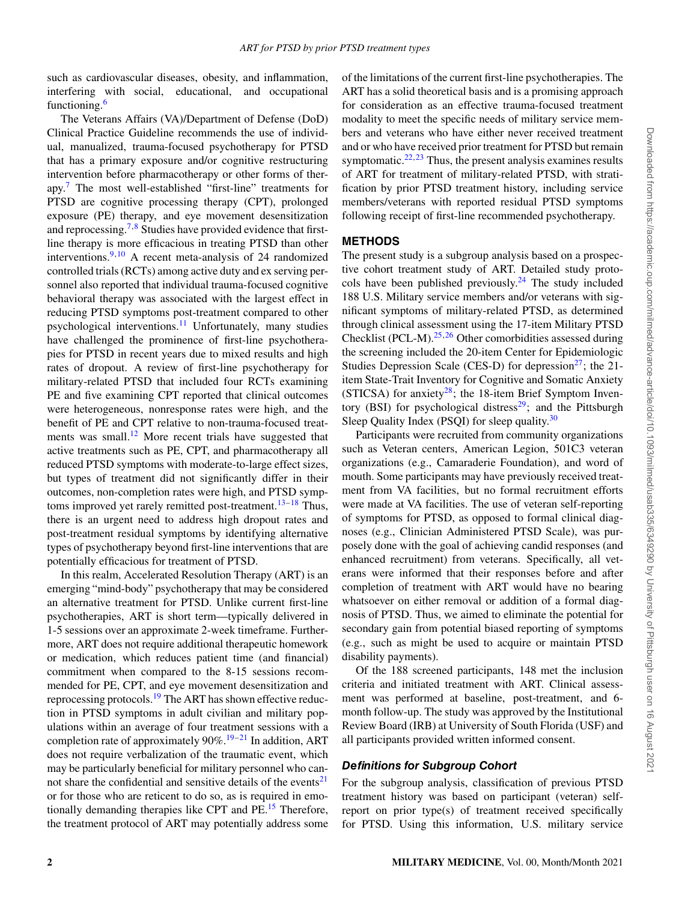such as cardiovascular diseases, obesity, and inflammation, interfering with social, educational, and occupational functioning.[6]

The Veterans Affairs (VA)/Department of Defense (DoD) Clinical Practice Guideline recommends the use of individual, manualized, trauma-focused psychotherapy for PTSD that has a primary exposure and/or cognitive restructuring intervention before pharmacotherapy or other forms of therapy.[7] The most well-established "first-line" treatments for PTSD are cognitive processing therapy (CPT), prolonged exposure (PE) therapy, and eye movement desensitization and reprocessing.[7,8] Studies have provided evidence that first-line therapy is more efficacious in treating PTSD than other interventions.[9,10] A recent meta-analysis of 24 randomized controlled trials (RCTs) among active duty and ex serving personnel also reported that individual trauma-focused cognitive behavioral therapy was associated with the largest effect in reducing PTSD symptoms post-treatment compared to other psychological interventions.[11] Unfortunately, many studies have challenged the prominence of first-line psychotherapies for PTSD in recent years due to mixed results and high rates of dropout. A review of first-line psychotherapy for military-related PTSD that included four RCTs examining PE and five examining CPT reported that clinical outcomes were heterogeneous, nonresponse rates were high, and the benefit of PE and CPT relative to non-trauma-focused treatments was small.[12] More recent trials have suggested that active treatments such as PE, CPT, and pharmacotherapy all reduced PTSD symptoms with moderate-to-large effect sizes, but types of treatment did not significantly differ in their outcomes, non-completion rates were high, and PTSD symptoms improved yet rarely remitted post-treatment.[13–18] Thus, there is an urgent need to address high dropout rates and post-treatment residual symptoms by identifying alternative types of psychotherapy beyond first-line interventions that are potentially efficacious for treatment of PTSD.

In this realm, Accelerated Resolution Therapy (ART) is an emerging "mind-body" psychotherapy that may be considered an alternative treatment for PTSD. Unlike current first-line psychotherapies, ART is short term—typically delivered in 1-5 sessions over an approximate 2-week timeframe. Furthermore, ART does not require additional therapeutic homework or medication, which reduces patient time (and financial) commitment when compared to the 8-15 sessions recommended for PE, CPT, and eye movement desensitization and reprocessing protocols.[19] The ART has shown effective reduction in PTSD symptoms in adult civilian and military populations within an average of four treatment sessions with a completion rate of approximately 90%.[19–21] In addition, ART does not require verbalization of the traumatic event, which may be particularly beneficial for military personnel who cannot share the confidential and sensitive details of the events[21] or for those who are reticent to do so, as is required in emotionally demanding therapies like CPT and PE.[15] Therefore, the treatment protocol of ART may potentially address some of the limitations of the current first-line psychotherapies. The ART has a solid theoretical basis and is a promising approach for consideration as an effective trauma-focused treatment modality to meet the specific needs of military service members and veterans who have either never received treatment and or who have received prior treatment for PTSD but remain symptomatic.[22,23] Thus, the present analysis examines results of ART for treatment of military-related PTSD, with stratification by prior PTSD treatment history, including service members/veterans with reported residual PTSD symptoms following receipt of first-line recommended psychotherapy.

## METHODS

The present study is a subgroup analysis based on a prospective cohort treatment study of ART. Detailed study protocols have been published previously.[24] The study included 188 U.S. Military service members and/or veterans with significant symptoms of military-related PTSD, as determined through clinical assessment using the 17-item Military PTSD Checklist (PCL-M).[25,26] Other comorbidities assessed during the screening included the 20-item Center for Epidemiologic Studies Depression Scale (CES-D) for depression[27]; the 21-item State-Trait Inventory for Cognitive and Somatic Anxiety (STICSA) for anxiety[28]; the 18-item Brief Symptom Inventory (BSI) for psychological distress[29]; and the Pittsburgh Sleep Quality Index (PSQI) for sleep quality.[30]

Participants were recruited from community organizations such as Veteran centers, American Legion, 501C3 veteran organizations (e.g., Camaraderie Foundation), and word of mouth. Some participants may have previously received treatment from VA facilities, but no formal recruitment efforts were made at VA facilities. The use of veteran self-reporting of symptoms for PTSD, as opposed to formal clinical diagnoses (e.g., Clinician Administered PTSD Scale), was purposely done with the goal of achieving candid responses (and enhanced recruitment) from veterans. Specifically, all veterans were informed that their responses before and after completion of treatment with ART would have no bearing whatsoever on either removal or addition of a formal diagnosis of PTSD. Thus, we aimed to eliminate the potential for secondary gain from potential biased reporting of symptoms (e.g., such as might be used to acquire or maintain PTSD disability payments).

Of the 188 screened participants, 148 met the inclusion criteria and initiated treatment with ART. Clinical assessment was performed at baseline, post-treatment, and 6-month follow-up. The study was approved by the Institutional Review Board (IRB) at University of South Florida (USF) and all participants provided written informed consent.

### *Definitions for Subgroup Cohort*

For the subgroup analysis, classification of previous PTSD treatment history was based on participant (veteran) self-report on prior type(s) of treatment received specifically for PTSD. Using this information, U.S. military service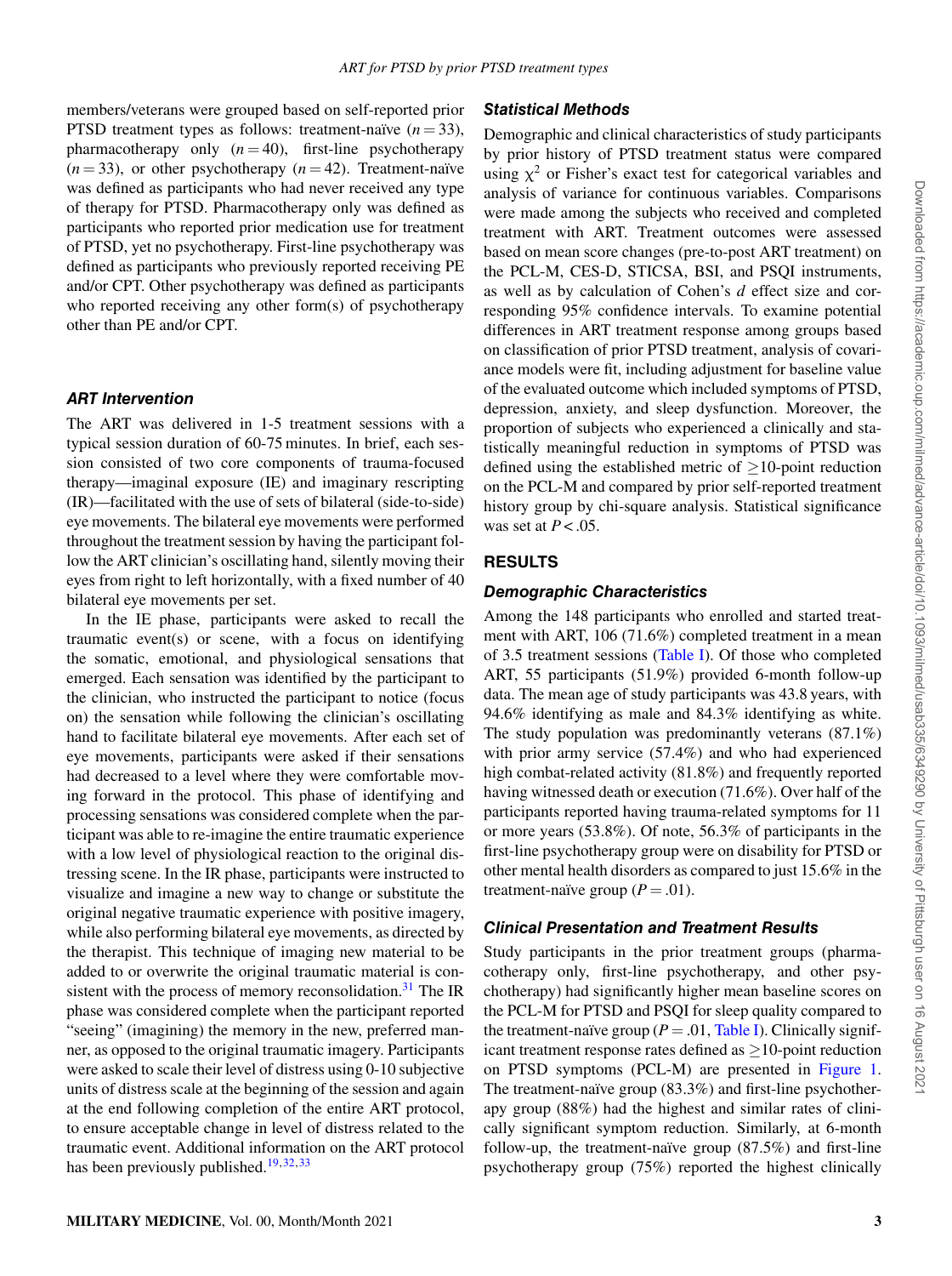members/veterans were grouped based on self-reported prior PTSD treatment types as follows: treatment-naïve ($n = 33$), pharmacotherapy only ($n = 40$), first-line psychotherapy ($n = 33$), or other psychotherapy ($n = 42$). Treatment-naïve was defined as participants who had never received any type of therapy for PTSD. Pharmacotherapy only was defined as participants who reported prior medication use for treatment of PTSD, yet no psychotherapy. First-line psychotherapy was defined as participants who previously reported receiving PE and/or CPT. Other psychotherapy was defined as participants who reported receiving any other form(s) of psychotherapy other than PE and/or CPT.

### ART Intervention

The ART was delivered in 1-5 treatment sessions with a typical session duration of 60-75 minutes. In brief, each session consisted of two core components of trauma-focused therapy—imaginal exposure (IE) and imaginary rescripting (IR)—facilitated with the use of sets of bilateral (side-to-side) eye movements. The bilateral eye movements were performed throughout the treatment session by having the participant follow the ART clinician's oscillating hand, silently moving their eyes from right to left horizontally, with a fixed number of 40 bilateral eye movements per set.

In the IE phase, participants were asked to recall the traumatic event(s) or scene, with a focus on identifying the somatic, emotional, and physiological sensations that emerged. Each sensation was identified by the participant to the clinician, who instructed the participant to notice (focus on) the sensation while following the clinician's oscillating hand to facilitate bilateral eye movements. After each set of eye movements, participants were asked if their sensations had decreased to a level where they were comfortable moving forward in the protocol. This phase of identifying and processing sensations was considered complete when the participant was able to re-imagine the entire traumatic experience with a low level of physiological reaction to the original distressing scene. In the IR phase, participants were instructed to visualize and imagine a new way to change or substitute the original negative traumatic experience with positive imagery, while also performing bilateral eye movements, as directed by the therapist. This technique of imaging new material to be added to or overwrite the original traumatic material is consistent with the process of memory reconsolidation.[31] The IR phase was considered complete when the participant reported "seeing" (imagining) the memory in the new, preferred manner, as opposed to the original traumatic imagery. Participants were asked to scale their level of distress using 0-10 subjective units of distress scale at the beginning of the session and again at the end following completion of the entire ART protocol, to ensure acceptable change in level of distress related to the traumatic event. Additional information on the ART protocol has been previously published.[19,32,33]

### Statistical Methods

Demographic and clinical characteristics of study participants by prior history of PTSD treatment status were compared using $\chi^2$ or Fisher's exact test for categorical variables and analysis of variance for continuous variables. Comparisons were made among the subjects who received and completed treatment with ART. Treatment outcomes were assessed based on mean score changes (pre-to-post ART treatment) on the PCL-M, CES-D, STICSA, BSI, and PSQI instruments, as well as by calculation of Cohen's *d* effect size and corresponding 95% confidence intervals. To examine potential differences in ART treatment response among groups based on classification of prior PTSD treatment, analysis of covariance models were fit, including adjustment for baseline value of the evaluated outcome which included symptoms of PTSD, depression, anxiety, and sleep dysfunction. Moreover, the proportion of subjects who experienced a clinically and statistically meaningful reduction in symptoms of PTSD was defined using the established metric of ≥10-point reduction on the PCL-M and compared by prior self-reported treatment history group by chi-square analysis. Statistical significance was set at $P < .05$.

## RESULTS

### Demographic Characteristics

Among the 148 participants who enrolled and started treatment with ART, 106 (71.6%) completed treatment in a mean of 3.5 treatment sessions (Table I). Of those who completed ART, 55 participants (51.9%) provided 6-month follow-up data. The mean age of study participants was 43.8 years, with 94.6% identifying as male and 84.3% identifying as white. The study population was predominantly veterans (87.1%) with prior army service (57.4%) and who had experienced high combat-related activity (81.8%) and frequently reported having witnessed death or execution (71.6%). Over half of the participants reported having trauma-related symptoms for 11 or more years (53.8%). Of note, 56.3% of participants in the first-line psychotherapy group were on disability for PTSD or other mental health disorders as compared to just 15.6% in the treatment-naïve group ($P = .01$).

### Clinical Presentation and Treatment Results

Study participants in the prior treatment groups (pharmacotherapy only, first-line psychotherapy, and other psychotherapy) had significantly higher mean baseline scores on the PCL-M for PTSD and PSQI for sleep quality compared to the treatment-naïve group ($P = .01$, Table I). Clinically significant treatment response rates defined as ≥10-point reduction on PTSD symptoms (PCL-M) are presented in Figure 1. The treatment-naïve group (83.3%) and first-line psychotherapy group (88%) had the highest and similar rates of clinically significant symptom reduction. Similarly, at 6-month follow-up, the treatment-naïve group (87.5%) and first-line psychotherapy group (75%) reported the highest clinically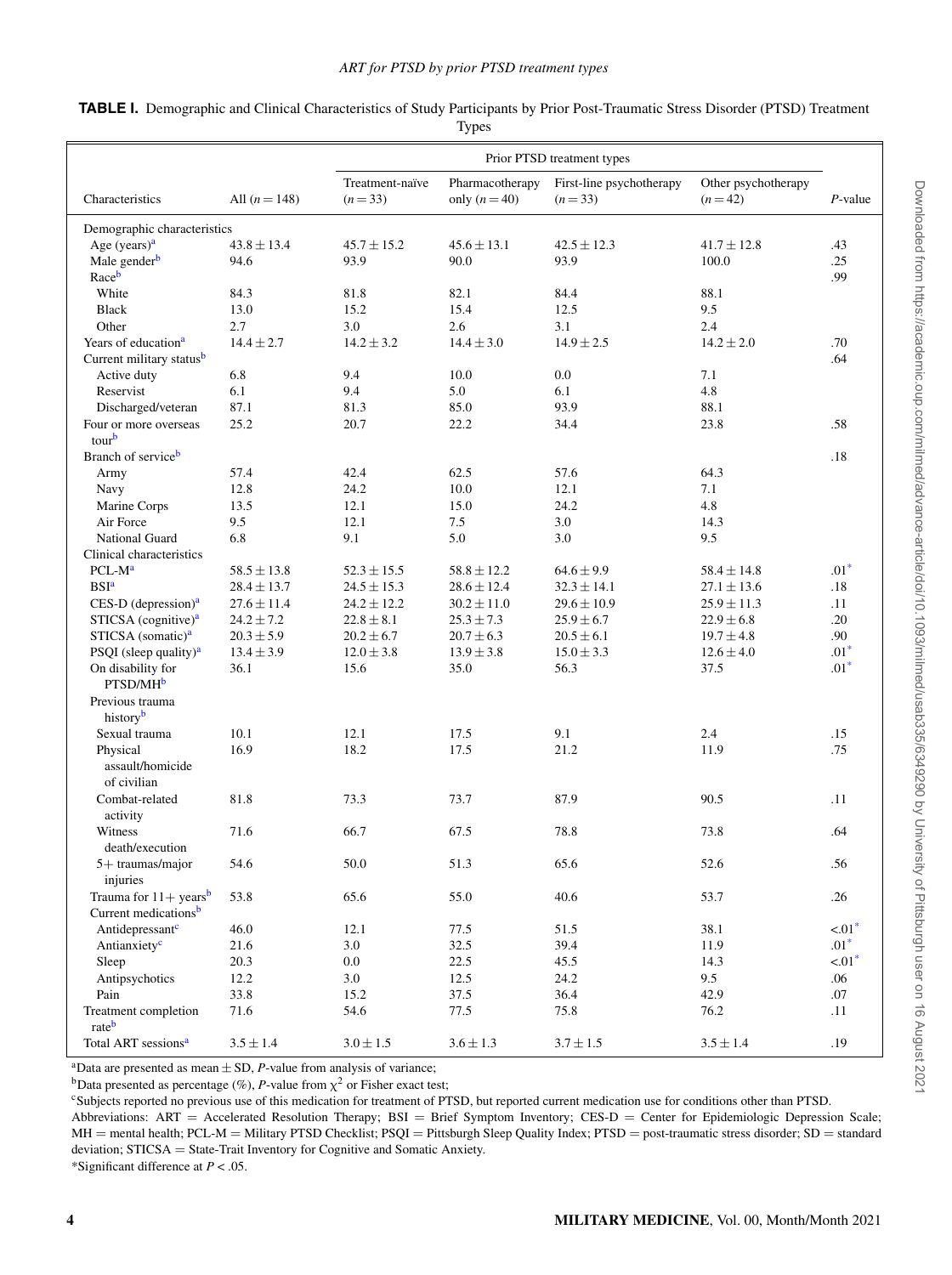**TABLE I.** Demographic and Clinical Characteristics of Study Participants by Prior Post-Traumatic Stress Disorder (PTSD) Treatment Types

| Characteristics | All ($n = 148$) | Prior PTSD treatment types | | | | *P*-value |
|---|---|---|---|---|---|---|
| | | Treatment-naïve ($n = 33$) | Pharmacotherapy only ($n = 40$) | First-line psychotherapy ($n = 33$) | Other psychotherapy ($n = 42$) | |
| Demographic characteristics | | | | | | |
| Age (years)[a] | 43.8 ± 13.4 | 45.7 ± 15.2 | 45.6 ± 13.1 | 42.5 ± 12.3 | 41.7 ± 12.8 | .43 |
| Male gender[b] | 94.6 | 93.9 | 90.0 | 93.9 | 100.0 | .25 |
| Race[b] | | | | | | .99 |
| White | 84.3 | 81.8 | 82.1 | 84.4 | 88.1 | |
| Black | 13.0 | 15.2 | 15.4 | 12.5 | 9.5 | |
| Other | 2.7 | 3.0 | 2.6 | 3.1 | 2.4 | |
| Years of education[a] | 14.4 ± 2.7 | 14.2 ± 3.2 | 14.4 ± 3.0 | 14.9 ± 2.5 | 14.2 ± 2.0 | .70 |
| Current military status[b] | | | | | | .64 |
| Active duty | 6.8 | 9.4 | 10.0 | 0.0 | 7.1 | |
| Reservist | 6.1 | 9.4 | 5.0 | 6.1 | 4.8 | |
| Discharged/veteran | 87.1 | 81.3 | 85.0 | 93.9 | 88.1 | |
| Four or more overseas tour[b] | 25.2 | 20.7 | 22.2 | 34.4 | 23.8 | .58 |
| Branch of service[b] | | | | | | .18 |
| Army | 57.4 | 42.4 | 62.5 | 57.6 | 64.3 | |
| Navy | 12.8 | 24.2 | 10.0 | 12.1 | 7.1 | |
| Marine Corps | 13.5 | 12.1 | 15.0 | 24.2 | 4.8 | |
| Air Force | 9.5 | 12.1 | 7.5 | 3.0 | 14.3 | |
| National Guard | 6.8 | 9.1 | 5.0 | 3.0 | 9.5 | |
| Clinical characteristics | | | | | | |
| PCL-M[a] | 58.5 ± 13.8 | 52.3 ± 15.5 | 58.8 ± 12.2 | 64.6 ± 9.9 | 58.4 ± 14.8 | .01* |
| BSI[a] | 28.4 ± 13.7 | 24.5 ± 15.3 | 28.6 ± 12.4 | 32.3 ± 14.1 | 27.1 ± 13.6 | .18 |
| CES-D (depression)[a] | 27.6 ± 11.4 | 24.2 ± 12.2 | 30.2 ± 11.0 | 29.6 ± 10.9 | 25.9 ± 11.3 | .11 |
| STICSA (cognitive)[a] | 24.2 ± 7.2 | 22.8 ± 8.1 | 25.3 ± 7.3 | 25.9 ± 6.7 | 22.9 ± 6.8 | .20 |
| STICSA (somatic)[a] | 20.3 ± 5.9 | 20.2 ± 6.7 | 20.7 ± 6.3 | 20.5 ± 6.1 | 19.7 ± 4.8 | .90 |
| PSQI (sleep quality)[a] | 13.4 ± 3.9 | 12.0 ± 3.8 | 13.9 ± 3.8 | 15.0 ± 3.3 | 12.6 ± 4.0 | .01* |
| On disability for PTSD/MH[b] | 36.1 | 15.6 | 35.0 | 56.3 | 37.5 | .01* |
| Previous trauma history[b] | | | | | | |
| Sexual trauma | 10.1 | 12.1 | 17.5 | 9.1 | 2.4 | .15 |
| Physical assault/homicide of civilian | 16.9 | 18.2 | 17.5 | 21.2 | 11.9 | .75 |
| Combat-related activity | 81.8 | 73.3 | 73.7 | 87.9 | 90.5 | .11 |
| Witness death/execution | 71.6 | 66.7 | 67.5 | 78.8 | 73.8 | .64 |
| 5+ traumas/major injuries | 54.6 | 50.0 | 51.3 | 65.6 | 52.6 | .56 |
| Trauma for 11+ years[b] | 53.8 | 65.6 | 55.0 | 40.6 | 53.7 | .26 |
| Current medications[b] | | | | | | |
| Antidepressant[c] | 46.0 | 12.1 | 77.5 | 51.5 | 38.1 | <.01* |
| Antianxiety[c] | 21.6 | 3.0 | 32.5 | 39.4 | 11.9 | .01* |
| Sleep | 20.3 | 0.0 | 22.5 | 45.5 | 14.3 | <.01* |
| Antipsychotics | 12.2 | 3.0 | 12.5 | 24.2 | 9.5 | .06 |
| Pain | 33.8 | 15.2 | 37.5 | 36.4 | 42.9 | .07 |
| Treatment completion rate[b] | 71.6 | 54.6 | 77.5 | 75.8 | 76.2 | .11 |
| Total ART sessions[a] | 3.5 ± 1.4 | 3.0 ± 1.5 | 3.6 ± 1.3 | 3.7 ± 1.5 | 3.5 ± 1.4 | .19 |

[a]Data are presented as mean ± SD, *P*-value from analysis of variance;
[b]Data presented as percentage (%), *P*-value from $\chi^2$ or Fisher exact test;
[c]Subjects reported no previous use of this medication for treatment of PTSD, but reported current medication use for conditions other than PTSD.
Abbreviations: ART = Accelerated Resolution Therapy; BSI = Brief Symptom Inventory; CES-D = Center for Epidemiologic Depression Scale; MH = mental health; PCL-M = Military PTSD Checklist; PSQI = Pittsburgh Sleep Quality Index; PTSD = post-traumatic stress disorder; SD = standard deviation; STICSA = State-Trait Inventory for Cognitive and Somatic Anxiety.
*Significant difference at $P < .05$.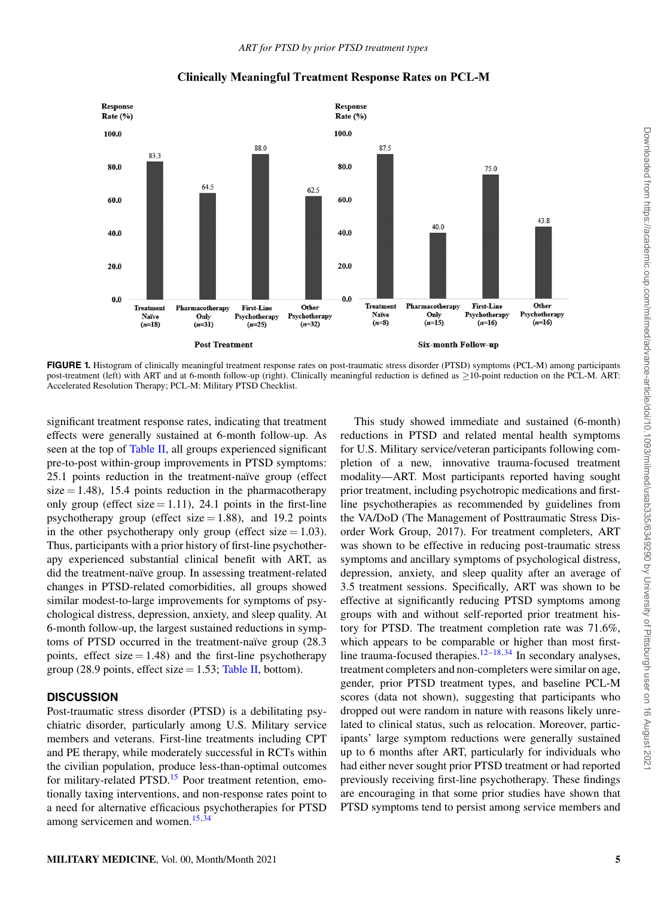**Clinically Meaningful Treatment Response Rates on PCL-M**

| Group | Post Treatment Response Rate (%) | Six-month Follow-up Response Rate (%) |
|---|---|---|
| Treatment Naïve | 83.3 (*n*=18) | 87.5 (*n*=8) |
| Pharmacotherapy Only | 64.5 (*n*=31) | 40.0 (*n*=15) |
| First-Line Psychotherapy | 88.0 (*n*=25) | 75.0 (*n*=16) |
| Other Psychotherapy | 62.5 (*n*=32) | 43.8 (*n*=16) |

**FIGURE 1.** Histogram of clinically meaningful treatment response rates on post-traumatic stress disorder (PTSD) symptoms (PCL-M) among participants post-treatment (left) with ART and at 6-month follow-up (right). Clinically meaningful reduction is defined as ≥10-point reduction on the PCL-M. ART: Accelerated Resolution Therapy; PCL-M: Military PTSD Checklist.

significant treatment response rates, indicating that treatment effects were generally sustained at 6-month follow-up. As seen at the top of Table II, all groups experienced significant pre-to-post within-group improvements in PTSD symptoms: 25.1 points reduction in the treatment-naïve group (effect size = 1.48), 15.4 points reduction in the pharmacotherapy only group (effect size = 1.11), 24.1 points in the first-line psychotherapy group (effect size = 1.88), and 19.2 points in the other psychotherapy only group (effect size = 1.03). Thus, participants with a prior history of first-line psychotherapy experienced substantial clinical benefit with ART, as did the treatment-naïve group. In assessing treatment-related changes in PTSD-related comorbidities, all groups showed similar modest-to-large improvements for symptoms of psychological distress, depression, anxiety, and sleep quality. At 6-month follow-up, the largest sustained reductions in symptoms of PTSD occurred in the treatment-naïve group (28.3 points, effect size = 1.48) and the first-line psychotherapy group (28.9 points, effect size = 1.53; Table II, bottom).

## DISCUSSION

Post-traumatic stress disorder (PTSD) is a debilitating psychiatric disorder, particularly among U.S. Military service members and veterans. First-line treatments including CPT and PE therapy, while moderately successful in RCTs within the civilian population, produce less-than-optimal outcomes for military-related PTSD.[15] Poor treatment retention, emotionally taxing interventions, and non-response rates point to a need for alternative efficacious psychotherapies for PTSD among servicemen and women.[15,34]

This study showed immediate and sustained (6-month) reductions in PTSD and related mental health symptoms for U.S. Military service/veteran participants following completion of a new, innovative trauma-focused treatment modality—ART. Most participants reported having sought prior treatment, including psychotropic medications and first-line psychotherapies as recommended by guidelines from the VA/DoD (The Management of Posttraumatic Stress Disorder Work Group, 2017). For treatment completers, ART was shown to be effective in reducing post-traumatic stress symptoms and ancillary symptoms of psychological distress, depression, anxiety, and sleep quality after an average of 3.5 treatment sessions. Specifically, ART was shown to be effective at significantly reducing PTSD symptoms among groups with and without self-reported prior treatment history for PTSD. The treatment completion rate was 71.6%, which appears to be comparable or higher than most first-line trauma-focused therapies.[12–18,34] In secondary analyses, treatment completers and non-completers were similar on age, gender, prior PTSD treatment types, and baseline PCL-M scores (data not shown), suggesting that participants who dropped out were random in nature with reasons likely unrelated to clinical status, such as relocation. Moreover, participants' large symptom reductions were generally sustained up to 6 months after ART, particularly for individuals who had either never sought prior PTSD treatment or had reported previously receiving first-line psychotherapy. These findings are encouraging in that some prior studies have shown that PTSD symptoms tend to persist among service members and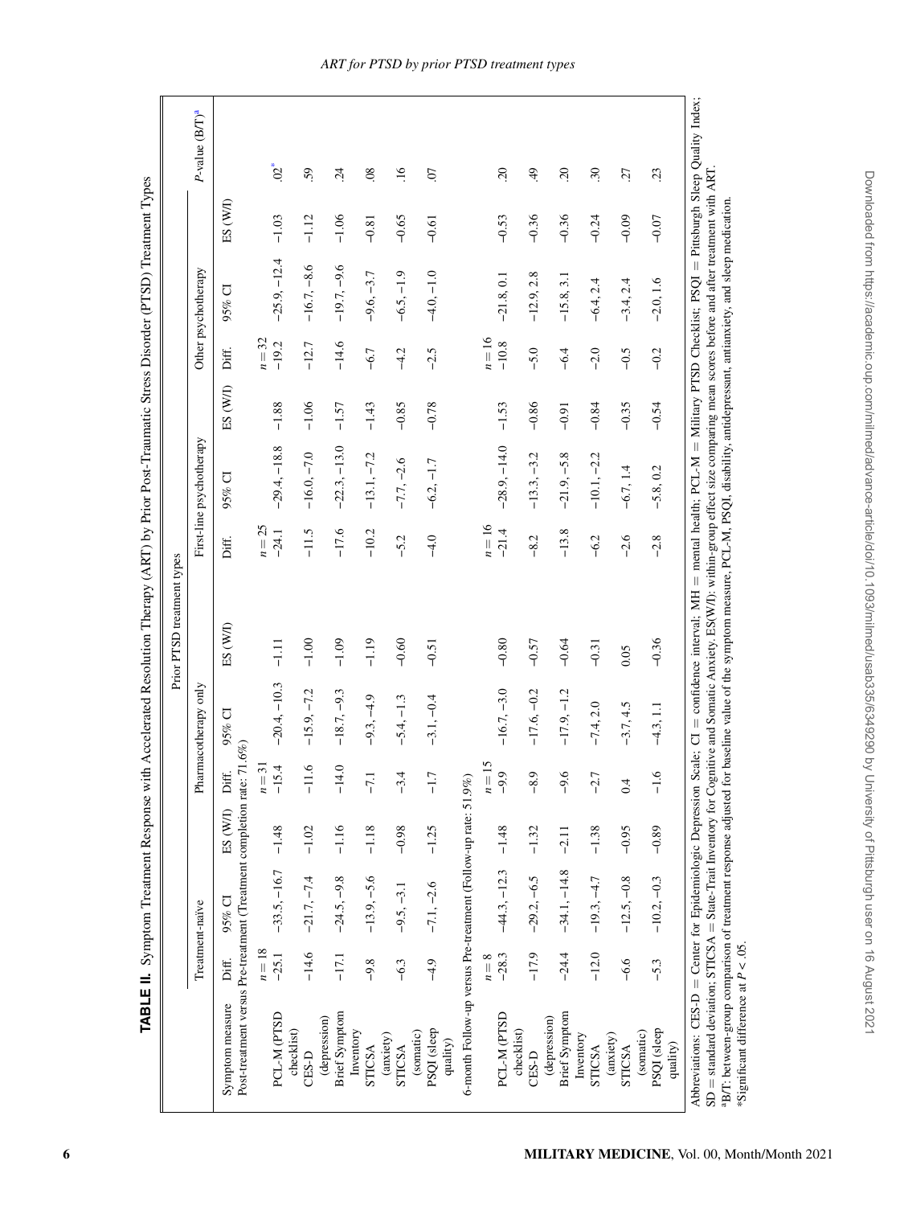**TABLE II.** Symptom Treatment Response with Accelerated Resolution Therapy (ART) by Prior Post-Traumatic Stress Disorder (PTSD) Treatment Types

| | Prior PTSD treatment types | | | | | | | | | | | | |
|---|---|---|---|---|---|---|---|---|---|---|---|---|---|
| | Treatment-naïve | | | Pharmacotherapy only | | | First-line psychotherapy | | | Other psychotherapy | | | |
| Symptom measure | Diff. | 95% CI | ES (W/I) | Diff. | 95% CI | ES (W/I) | Diff. | 95% CI | ES (W/I) | Diff. | 95% CI | ES (W/I) | *P*-value (B/T)[a] |
| Post-treatment versus Pre-treatment (Treatment completion rate: 71.6%) | $n = 18$ | | | $n = 31$ | | | $n = 25$ | | | $n = 32$ | | | |
| PCL-M (PTSD checklist) | −25.1 | −33.5, −16.7 | −1.48 | −15.4 | −20.4, −10.3 | −1.11 | −24.1 | −29.4, −18.8 | −1.88 | −19.2 | −25.9, −12.4 | −1.03 | .02* |
| CES-D (depression) | −14.6 | −21.7, −7.4 | −1.02 | −11.6 | −15.9, −7.2 | −1.00 | −11.5 | −16.0, −7.0 | −1.06 | −12.7 | −16.7, −8.6 | −1.12 | .59 |
| Brief Symptom Inventory | −17.1 | −24.5, −9.8 | −1.16 | −14.0 | −18.7, −9.3 | −1.09 | −17.6 | −22.3, −13.0 | −1.57 | −14.6 | −19.7, −9.6 | −1.06 | .24 |
| STICSA (anxiety) | −9.8 | −13.9, −5.6 | −1.18 | −7.1 | −9.3, −4.9 | −1.19 | −10.2 | −13.1, −7.2 | −1.43 | −6.7 | −9.6, −3.7 | −0.81 | .08 |
| STICSA (somatic) | −6.3 | −9.5, −3.1 | −0.98 | −3.4 | −5.4, −1.3 | −0.60 | −5.2 | −7.7, −2.6 | −0.85 | −4.2 | −6.5, −1.9 | −0.65 | .16 |
| PSQI (sleep quality) | −4.9 | −7.1, −2.6 | −1.25 | −1.7 | −3.1, −0.4 | −0.51 | −4.0 | −6.2, −1.7 | −0.78 | −2.5 | −4.0, −1.0 | −0.61 | .07 |
| 6-month Follow-up versus Pre-treatment (Follow-up rate: 51.9%) | $n = 8$ | | | $n = 15$ | | | $n = 16$ | | | $n = 16$ | | | |
| PCL-M (PTSD checklist) | −28.3 | −44.3, −12.3 | −1.48 | −9.9 | −16.7, −3.0 | −0.80 | −21.4 | −28.9, −14.0 | −1.53 | −10.8 | −21.8, 0.1 | −0.53 | .20 |
| CES-D (depression) | −17.9 | −29.2, −6.5 | −1.32 | −8.9 | −17.6, −0.2 | −0.57 | −8.2 | −13.3, −3.2 | −0.86 | −5.0 | −12.9, 2.8 | −0.36 | .49 |
| Brief Symptom Inventory | −24.4 | −34.1, −14.8 | −2.11 | −9.6 | −17.9, −1.2 | −0.64 | −13.8 | −21.9, −5.8 | −0.91 | −6.4 | −15.8, 3.1 | −0.36 | .20 |
| STICSA (anxiety) | −12.0 | −19.3, −4.7 | −1.38 | −2.7 | −7.4, 2.0 | −0.31 | −6.2 | −10.1, −2.2 | −0.84 | −2.0 | −6.4, 2.4 | −0.24 | .30 |
| STICSA (somatic) | −6.6 | −12.5, −0.8 | −0.95 | 0.4 | −3.7, 4.5 | 0.05 | −2.6 | −6.7, 1.4 | −0.35 | −0.5 | −3.4, 2.4 | −0.09 | .27 |
| PSQI (sleep quality) | −5.3 | −10.2, −0.3 | −0.89 | −1.6 | −4.3, 1.1 | −0.36 | −2.8 | −5.8, 0.2 | −0.54 | −0.2 | −2.0, 1.6 | −0.07 | .23 |

Abbreviations: CES-D = Center for Epidemiologic Depression Scale; CI = confidence interval; MH = mental health; PCL-M = Military PTSD Checklist; PSQI = Pittsburgh Sleep Quality Index; SD = standard deviation; STICSA = State-Trait Inventory for Cognitive and Somatic Anxiety. ES(W/I): within-group effect size comparing mean scores before and after treatment with ART.

[a]B/T: between-group comparison of treatment response adjusted for baseline value of the symptom measure, PCL-M, PSQI, disability, antidepressant, antianxiety, and sleep medication.

*Significant difference at $P < .05$.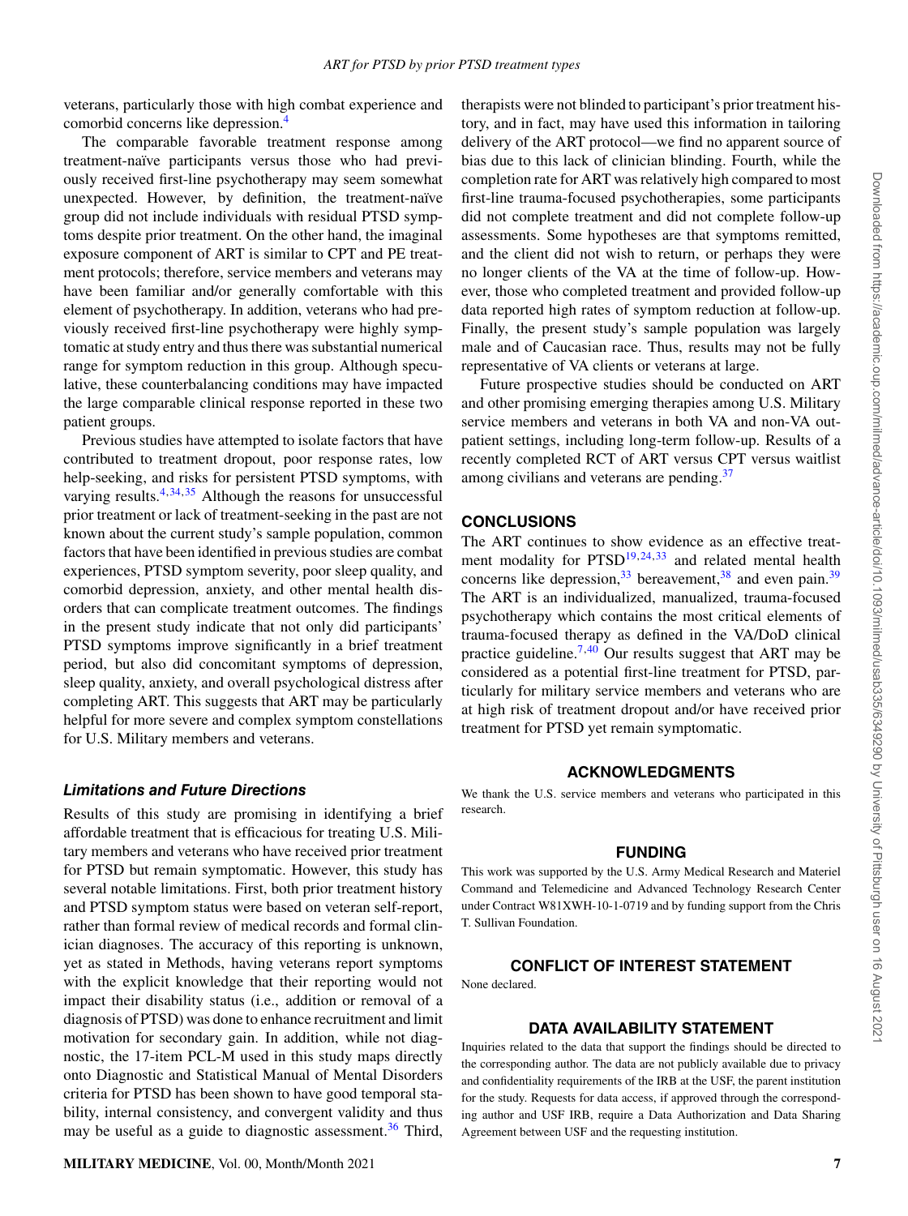veterans, particularly those with high combat experience and comorbid concerns like depression.[4]

The comparable favorable treatment response among treatment-naïve participants versus those who had previously received first-line psychotherapy may seem somewhat unexpected. However, by definition, the treatment-naïve group did not include individuals with residual PTSD symptoms despite prior treatment. On the other hand, the imaginal exposure component of ART is similar to CPT and PE treatment protocols; therefore, service members and veterans may have been familiar and/or generally comfortable with this element of psychotherapy. In addition, veterans who had previously received first-line psychotherapy were highly symptomatic at study entry and thus there was substantial numerical range for symptom reduction in this group. Although speculative, these counterbalancing conditions may have impacted the large comparable clinical response reported in these two patient groups.

Previous studies have attempted to isolate factors that have contributed to treatment dropout, poor response rates, low help-seeking, and risks for persistent PTSD symptoms, with varying results.[4,34,35] Although the reasons for unsuccessful prior treatment or lack of treatment-seeking in the past are not known about the current study's sample population, common factors that have been identified in previous studies are combat experiences, PTSD symptom severity, poor sleep quality, and comorbid depression, anxiety, and other mental health disorders that can complicate treatment outcomes. The findings in the present study indicate that not only did participants' PTSD symptoms improve significantly in a brief treatment period, but also did concomitant symptoms of depression, sleep quality, anxiety, and overall psychological distress after completing ART. This suggests that ART may be particularly helpful for more severe and complex symptom constellations for U.S. Military members and veterans.

### *Limitations and Future Directions*

Results of this study are promising in identifying a brief affordable treatment that is efficacious for treating U.S. Military members and veterans who have received prior treatment for PTSD but remain symptomatic. However, this study has several notable limitations. First, both prior treatment history and PTSD symptom status were based on veteran self-report, rather than formal review of medical records and formal clinician diagnoses. The accuracy of this reporting is unknown, yet as stated in Methods, having veterans report symptoms with the explicit knowledge that their reporting would not impact their disability status (i.e., addition or removal of a diagnosis of PTSD) was done to enhance recruitment and limit motivation for secondary gain. In addition, while not diagnostic, the 17-item PCL-M used in this study maps directly onto Diagnostic and Statistical Manual of Mental Disorders criteria for PTSD has been shown to have good temporal stability, internal consistency, and convergent validity and thus may be useful as a guide to diagnostic assessment.[36] Third, therapists were not blinded to participant's prior treatment history, and in fact, may have used this information in tailoring delivery of the ART protocol—we find no apparent source of bias due to this lack of clinician blinding. Fourth, while the completion rate for ART was relatively high compared to most first-line trauma-focused psychotherapies, some participants did not complete treatment and did not complete follow-up assessments. Some hypotheses are that symptoms remitted, and the client did not wish to return, or perhaps they were no longer clients of the VA at the time of follow-up. However, those who completed treatment and provided follow-up data reported high rates of symptom reduction at follow-up. Finally, the present study's sample population was largely male and of Caucasian race. Thus, results may not be fully representative of VA clients or veterans at large.

Future prospective studies should be conducted on ART and other promising emerging therapies among U.S. Military service members and veterans in both VA and non-VA outpatient settings, including long-term follow-up. Results of a recently completed RCT of ART versus CPT versus waitlist among civilians and veterans are pending.[37]

## CONCLUSIONS

The ART continues to show evidence as an effective treatment modality for PTSD[19,24,33] and related mental health concerns like depression,[33] bereavement,[38] and even pain.[39] The ART is an individualized, trauma-focused psychotherapy which contains the most critical elements of trauma-focused therapy as defined in the VA/DoD clinical practice guideline.[7,40] Our results suggest that ART may be considered as a potential first-line treatment for PTSD, particularly for military service members and veterans who are at high risk of treatment dropout and/or have received prior treatment for PTSD yet remain symptomatic.

## ACKNOWLEDGMENTS

We thank the U.S. service members and veterans who participated in this research.

## FUNDING

This work was supported by the U.S. Army Medical Research and Materiel Command and Telemedicine and Advanced Technology Research Center under Contract W81XWH-10-1-0719 and by funding support from the Chris T. Sullivan Foundation.

## CONFLICT OF INTEREST STATEMENT

None declared.

## DATA AVAILABILITY STATEMENT

Inquiries related to the data that support the findings should be directed to the corresponding author. The data are not publicly available due to privacy and confidentiality requirements of the IRB at the USF, the parent institution for the study. Requests for data access, if approved through the corresponding author and USF IRB, require a Data Authorization and Data Sharing Agreement between USF and the requesting institution.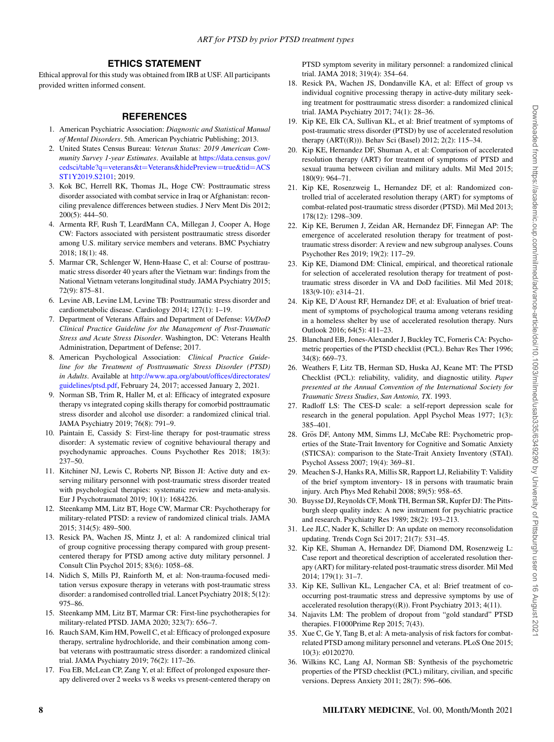## ETHICS STATEMENT

Ethical approval for this study was obtained from IRB at USF. All participants provided written informed consent.

## REFERENCES

1. American Psychiatric Association: *Diagnostic and Statistical Manual of Mental Disorders*. 5th. American Psychiatric Publishing; 2013.
2. United States Census Bureau: *Veteran Status: 2019 American Community Survey 1-year Estimates*. Available at https://data.census.gov/cedsci/table?q=veterans&t=Veterans&hidePreview=true&tid=ACSST1Y2019.S2101; 2019.
3. Kok BC, Herrell RK, Thomas JL, Hoge CW: Posttraumatic stress disorder associated with combat service in Iraq or Afghanistan: reconciling prevalence differences between studies. J Nerv Ment Dis 2012; 200(5): 444–50.
4. Armenta RF, Rush T, LeardMann CA, Millegan J, Cooper A, Hoge CW: Factors associated with persistent posttraumatic stress disorder among U.S. military service members and veterans. BMC Psychiatry 2018; 18(1): 48.
5. Marmar CR, Schlenger W, Henn-Haase C, et al: Course of posttraumatic stress disorder 40 years after the Vietnam war: findings from the National Vietnam veterans longitudinal study. JAMA Psychiatry 2015; 72(9): 875–81.
6. Levine AB, Levine LM, Levine TB: Posttraumatic stress disorder and cardiometabolic disease. Cardiology 2014; 127(1): 1–19.
7. Department of Veterans Affairs and Department of Defense: *VA/DoD Clinical Practice Guideline for the Management of Post-Traumatic Stress and Acute Stress Disorder*. Washington, DC: Veterans Health Administration, Department of Defense; 2017.
8. American Psychological Association: *Clinical Practice Guideline for the Treatment of Posttraumatic Stress Disorder (PTSD) in Adults*. Available at http://www.apa.org/about/offices/directorates/guidelines/ptsd.pdf, February 24, 2017; accessed January 2, 2021.
9. Norman SB, Trim R, Haller M, et al: Efficacy of integrated exposure therapy vs integrated coping skills therapy for comorbid posttraumatic stress disorder and alcohol use disorder: a randomized clinical trial. JAMA Psychiatry 2019; 76(8): 791–9.
10. Paintain E, Cassidy S: First-line therapy for post-traumatic stress disorder: A systematic review of cognitive behavioural therapy and psychodynamic approaches. Couns Psychother Res 2018; 18(3): 237–50.
11. Kitchiner NJ, Lewis C, Roberts NP, Bisson JI: Active duty and ex-serving military personnel with post-traumatic stress disorder treated with psychological therapies: systematic review and meta-analysis. Eur J Psychotraumatol 2019; 10(1): 1684226.
12. Steenkamp MM, Litz BT, Hoge CW, Marmar CR: Psychotherapy for military-related PTSD: a review of randomized clinical trials. JAMA 2015; 314(5): 489–500.
13. Resick PA, Wachen JS, Mintz J, et al: A randomized clinical trial of group cognitive processing therapy compared with group present-centered therapy for PTSD among active duty military personnel. J Consult Clin Psychol 2015; 83(6): 1058–68.
14. Nidich S, Mills PJ, Rainforth M, et al: Non-trauma-focused meditation versus exposure therapy in veterans with post-traumatic stress disorder: a randomised controlled trial. Lancet Psychiatry 2018; 5(12): 975–86.
15. Steenkamp MM, Litz BT, Marmar CR: First-line psychotherapies for military-related PTSD. JAMA 2020; 323(7): 656–7.
16. Rauch SAM, Kim HM, Powell C, et al: Efficacy of prolonged exposure therapy, sertraline hydrochloride, and their combination among combat veterans with posttraumatic stress disorder: a randomized clinical trial. JAMA Psychiatry 2019; 76(2): 117–26.
17. Foa EB, McLean CP, Zang Y, et al: Effect of prolonged exposure therapy delivered over 2 weeks vs 8 weeks vs present-centered therapy on PTSD symptom severity in military personnel: a randomized clinical trial. JAMA 2018; 319(4): 354–64.
18. Resick PA, Wachen JS, Dondanville KA, et al: Effect of group vs individual cognitive processing therapy in active-duty military seeking treatment for posttraumatic stress disorder: a randomized clinical trial. JAMA Psychiatry 2017; 74(1): 28–36.
19. Kip KE, Elk CA, Sullivan KL, et al: Brief treatment of symptoms of post-traumatic stress disorder (PTSD) by use of accelerated resolution therapy (ART((R))). Behav Sci (Basel) 2012; 2(2): 115–34.
20. Kip KE, Hernandez DF, Shuman A, et al: Comparison of accelerated resolution therapy (ART) for treatment of symptoms of PTSD and sexual trauma between civilian and military adults. Mil Med 2015; 180(9): 964–71.
21. Kip KE, Rosenzweig L, Hernandez DF, et al: Randomized controlled trial of accelerated resolution therapy (ART) for symptoms of combat-related post-traumatic stress disorder (PTSD). Mil Med 2013; 178(12): 1298–309.
22. Kip KE, Berumen J, Zeidan AR, Hernandez DF, Finnegan AP: The emergence of accelerated resolution therapy for treatment of post-traumatic stress disorder: A review and new subgroup analyses. Couns Psychother Res 2019; 19(2): 117–29.
23. Kip KE, Diamond DM: Clinical, empirical, and theoretical rationale for selection of accelerated resolution therapy for treatment of post-traumatic stress disorder in VA and DoD facilities. Mil Med 2018; 183(9-10): e314–21.
24. Kip KE, D'Aoust RF, Hernandez DF, et al: Evaluation of brief treatment of symptoms of psychological trauma among veterans residing in a homeless shelter by use of accelerated resolution therapy. Nurs Outlook 2016; 64(5): 411–23.
25. Blanchard EB, Jones-Alexander J, Buckley TC, Forneris CA: Psychometric properties of the PTSD checklist (PCL). Behav Res Ther 1996; 34(8): 669–73.
26. Weathers F, Litz TB, Herman SD, Huska AJ, Keane MT: The PTSD Checklist (PCL): reliability, validity, and diagnostic utility. *Paper presented at the Annual Convention of the International Society for Traumatic Stress Studies*, *San Antonio, TX*. 1993.
27. Radloff LS: The CES-D scale: a self-report depression scale for research in the general population. Appl Psychol Meas 1977; 1(3): 385–401.
28. Grös DF, Antony MM, Simms LJ, McCabe RE: Psychometric properties of the State-Trait Inventory for Cognitive and Somatic Anxiety (STICSA): comparison to the State-Trait Anxiety Inventory (STAI). Psychol Assess 2007; 19(4): 369–81.
29. Meachen S-J, Hanks RA, Millis SR, Rapport LJ, Reliability T: Validity of the brief symptom inventory- 18 in persons with traumatic brain injury. Arch Phys Med Rehabil 2008; 89(5): 958–65.
30. Buysse DJ, Reynolds CF, Monk TH, Berman SR, Kupfer DJ: The Pittsburgh sleep quality index: A new instrument for psychiatric practice and research. Psychiatry Res 1989; 28(2): 193–213.
31. Lee JLC, Nader K, Schiller D: An update on memory reconsolidation updating. Trends Cogn Sci 2017; 21(7): 531–45.
32. Kip KE, Shuman A, Hernandez DF, Diamond DM, Rosenzweig L: Case report and theoretical description of accelerated resolution therapy (ART) for military-related post-traumatic stress disorder. Mil Med 2014; 179(1): 31–7.
33. Kip KE, Sullivan KL, Lengacher CA, et al: Brief treatment of co-occurring post-traumatic stress and depressive symptoms by use of accelerated resolution therapy((R)). Front Psychiatry 2013; 4(11).
34. Najavits LM: The problem of dropout from "gold standard" PTSD therapies. F1000Prime Rep 2015; 7(43).
35. Xue C, Ge Y, Tang B, et al: A meta-analysis of risk factors for combat-related PTSD among military personnel and veterans. PLoS One 2015; 10(3): e0120270.
36. Wilkins KC, Lang AJ, Norman SB: Synthesis of the psychometric properties of the PTSD checklist (PCL) military, civilian, and specific versions. Depress Anxiety 2011; 28(7): 596–606.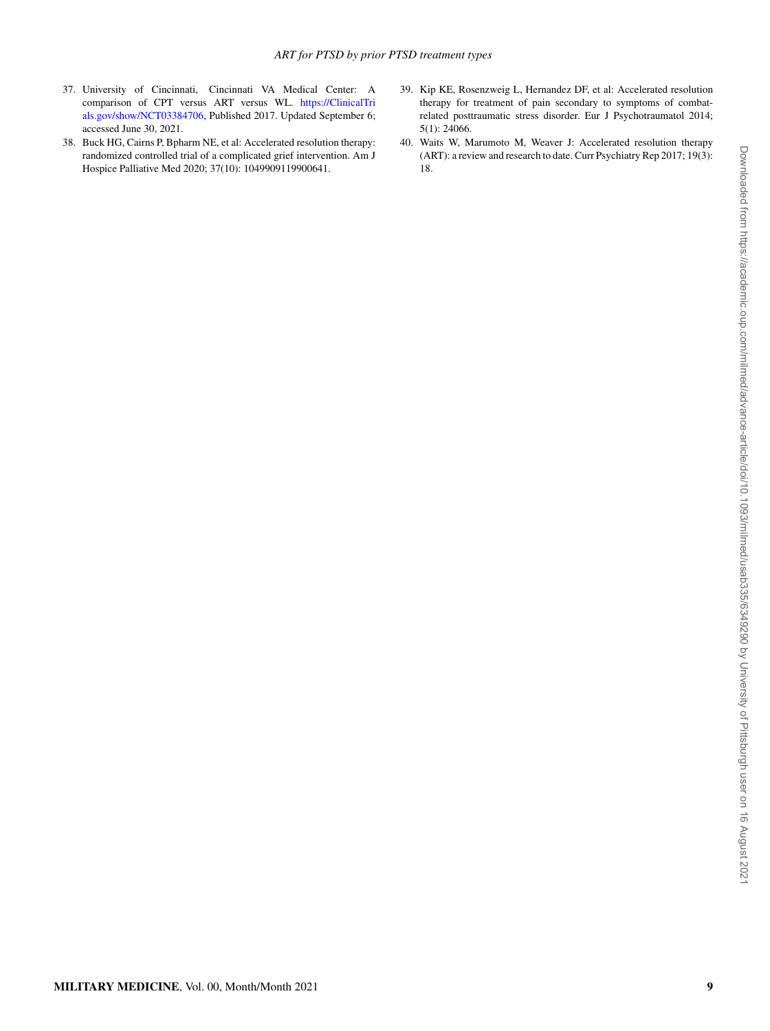37. University of Cincinnati, Cincinnati VA Medical Center: A comparison of CPT versus ART versus WL. https://ClinicalTrials.gov/show/NCT03384706, Published 2017. Updated September 6; accessed June 30, 2021.
38. Buck HG, Cairns P, Bpharm NE, et al: Accelerated resolution therapy: randomized controlled trial of a complicated grief intervention. Am J Hospice Palliative Med 2020; 37(10): 1049909119900641.
39. Kip KE, Rosenzweig L, Hernandez DF, et al: Accelerated resolution therapy for treatment of pain secondary to symptoms of combat-related posttraumatic stress disorder. Eur J Psychotraumatol 2014; 5(1): 24066.
40. Waits W, Marumoto M, Weaver J: Accelerated resolution therapy (ART): a review and research to date. Curr Psychiatry Rep 2017; 19(3): 18.